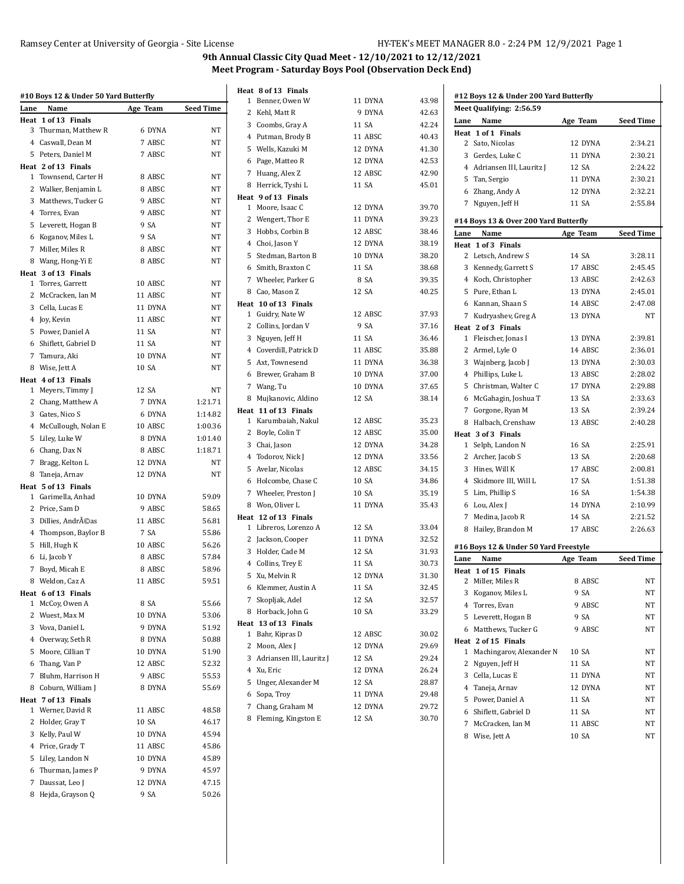## 9th Annual Classic City Quad Meet - 12/10/2021 to 12/12/2021

### Meet Program - Saturday Boys Pool (Observation Deck End)

#### #10 Boys 12 & Under 50 Yard Butterfly

| Lane | Name | Age | Team | Seed Time |
|---|---|---|---|---|
| **Heat 1 of 13 Finals** | | | | |
| 3 | Thurman, Matthew R | 6 | DYNA | NT |
| 4 | Caswall, Dean M | 7 | ABSC | NT |
| 5 | Peters, Daniel M | 7 | ABSC | NT |
| **Heat 2 of 13 Finals** | | | | |
| 1 | Townsend, Carter H | 8 | ABSC | NT |
| 2 | Walker, Benjamin L | 8 | ABSC | NT |
| 3 | Matthews, Tucker G | 9 | ABSC | NT |
| 4 | Torres, Evan | 9 | ABSC | NT |
| 5 | Leverett, Hogan B | 9 | SA | NT |
| 6 | Koganov, Miles L | 9 | SA | NT |
| 7 | Miller, Miles R | 8 | ABSC | NT |
| 8 | Wang, Hong-Yi E | 8 | ABSC | NT |
| **Heat 3 of 13 Finals** | | | | |
| 1 | Torres, Garrett | 10 | ABSC | NT |
| 2 | McCracken, Ian M | 11 | ABSC | NT |
| 3 | Cella, Lucas E | 11 | DYNA | NT |
| 4 | Joy, Kevin | 11 | ABSC | NT |
| 5 | Power, Daniel A | 11 | SA | NT |
| 6 | Shiflett, Gabriel D | 11 | SA | NT |
| 7 | Tamura, Aki | 10 | DYNA | NT |
| 8 | Wise, Jett A | 10 | SA | NT |
| **Heat 4 of 13 Finals** | | | | |
| 1 | Meyers, Timmy J | 12 | SA | NT |
| 2 | Chang, Matthew A | 7 | DYNA | 1:21.71 |
| 3 | Gates, Nico S | 6 | DYNA | 1:14.82 |
| 4 | McCullough, Nolan E | 10 | ABSC | 1:00.36 |
| 5 | Liley, Luke W | 8 | DYNA | 1:01.40 |
| 6 | Chang, Dax N | 8 | ABSC | 1:18.71 |
| 7 | Bragg, Kelton L | 12 | DYNA | NT |
| 8 | Taneja, Arnav | 12 | DYNA | NT |
| **Heat 5 of 13 Finals** | | | | |
| 1 | Garimella, Anhad | 10 | DYNA | 59.09 |
| 2 | Price, Sam D | 9 | ABSC | 58.65 |
| 3 | Dillies, AndrÃ©as | 11 | ABSC | 56.81 |
| 4 | Thompson, Baylor B | 7 | SA | 55.86 |
| 5 | Hill, Hugh K | 10 | ABSC | 56.26 |
| 6 | Li, Jacob Y | 8 | ABSC | 57.84 |
| 7 | Boyd, Micah E | 8 | ABSC | 58.96 |
| 8 | Weldon, Caz A | 11 | ABSC | 59.51 |
| **Heat 6 of 13 Finals** | | | | |
| 1 | McCoy, Owen A | 8 | SA | 55.66 |
| 2 | Wuest, Max M | 10 | DYNA | 53.06 |
| 3 | Vova, Daniel L | 9 | DYNA | 51.92 |
| 4 | Overway, Seth R | 8 | DYNA | 50.88 |
| 5 | Moore, Cillian T | 10 | DYNA | 51.90 |
| 6 | Thang, Van P | 12 | ABSC | 52.32 |
| 7 | Bluhm, Harrison H | 9 | ABSC | 55.53 |
| 8 | Coburn, William J | 8 | DYNA | 55.69 |
| **Heat 7 of 13 Finals** | | | | |
| 1 | Werner, David R | 11 | ABSC | 48.58 |
| 2 | Holder, Gray T | 10 | SA | 46.17 |
| 3 | Kelly, Paul W | 10 | DYNA | 45.94 |
| 4 | Price, Grady T | 11 | ABSC | 45.86 |
| 5 | Liley, Landon N | 10 | DYNA | 45.89 |
| 6 | Thurman, James P | 9 | DYNA | 45.97 |
| 7 | Daussat, Leo J | 12 | DYNA | 47.15 |
| 8 | Hejda, Grayson Q | 9 | SA | 50.26 |
| **Heat 8 of 13 Finals** | | | | |
| 1 | Benner, Owen W | 11 | DYNA | 43.98 |
| 2 | Kehl, Matt R | 9 | DYNA | 42.63 |
| 3 | Coombs, Gray A | 11 | SA | 42.24 |
| 4 | Putman, Brody B | 11 | ABSC | 40.43 |
| 5 | Wells, Kazuki M | 12 | DYNA | 41.30 |
| 6 | Page, Matteo R | 12 | DYNA | 42.53 |
| 7 | Huang, Alex Z | 12 | ABSC | 42.90 |
| 8 | Herrick, Tyshi L | 11 | SA | 45.01 |
| **Heat 9 of 13 Finals** | | | | |
| 1 | Moore, Isaac C | 12 | DYNA | 39.70 |
| 2 | Wengert, Thor E | 11 | DYNA | 39.23 |
| 3 | Hobbs, Corbin B | 12 | ABSC | 38.46 |
| 4 | Choi, Jason Y | 12 | DYNA | 38.19 |
| 5 | Stedman, Barton B | 10 | DYNA | 38.20 |
| 6 | Smith, Braxton C | 11 | SA | 38.68 |
| 7 | Wheeler, Parker G | 8 | SA | 39.35 |
| 8 | Cao, Mason Z | 12 | SA | 40.25 |
| **Heat 10 of 13 Finals** | | | | |
| 1 | Guidry, Nate W | 12 | ABSC | 37.93 |
| 2 | Collins, Jordan V | 9 | SA | 37.16 |
| 3 | Nguyen, Jeff H | 11 | SA | 36.46 |
| 4 | Coverdill, Patrick D | 11 | ABSC | 35.88 |
| 5 | Axt, Townesend | 11 | DYNA | 36.38 |
| 6 | Brewer, Graham B | 10 | DYNA | 37.00 |
| 7 | Wang, Tu | 10 | DYNA | 37.65 |
| 8 | Mujkanovic, Aldino | 12 | SA | 38.14 |
| **Heat 11 of 13 Finals** | | | | |
| 1 | Karumbaiah, Nakul | 12 | ABSC | 35.23 |
| 2 | Boyle, Colin T | 12 | ABSC | 35.00 |
| 3 | Chai, Jason | 12 | DYNA | 34.28 |
| 4 | Todorov, Nick J | 12 | DYNA | 33.56 |
| 5 | Avelar, Nicolas | 12 | ABSC | 34.15 |
| 6 | Holcombe, Chase C | 10 | SA | 34.86 |
| 7 | Wheeler, Preston J | 10 | SA | 35.19 |
| 8 | Won, Oliver L | 11 | DYNA | 35.43 |
| **Heat 12 of 13 Finals** | | | | |
| 1 | Libreros, Lorenzo A | 12 | SA | 33.04 |
| 2 | Jackson, Cooper | 11 | DYNA | 32.52 |
| 3 | Holder, Cade M | 12 | SA | 31.93 |
| 4 | Collins, Trey E | 11 | SA | 30.73 |
| 5 | Xu, Melvin R | 12 | DYNA | 31.30 |
| 6 | Klemmer, Austin A | 11 | SA | 32.45 |
| 7 | Skopljak, Adel | 12 | SA | 32.57 |
| 8 | Horback, John G | 10 | SA | 33.29 |
| **Heat 13 of 13 Finals** | | | | |
| 1 | Bahr, Kipras D | 12 | ABSC | 30.02 |
| 2 | Moon, Alex J | 12 | DYNA | 29.69 |
| 3 | Adriansen III, Lauritz J | 12 | SA | 29.24 |
| 4 | Xu, Eric | 12 | DYNA | 26.24 |
| 5 | Unger, Alexander M | 12 | SA | 28.87 |
| 6 | Sopa, Troy | 11 | DYNA | 29.48 |
| 7 | Chang, Graham M | 12 | DYNA | 29.72 |
| 8 | Fleming, Kingston E | 12 | SA | 30.70 |

#### #12 Boys 12 & Under 200 Yard Butterfly

Meet Qualifying: 2:56.59

| Lane | Name | Age | Team | Seed Time |
|---|---|---|---|---|
| **Heat 1 of 1 Finals** | | | | |
| 2 | Sato, Nicolas | 12 | DYNA | 2:34.21 |
| 3 | Gerdes, Luke C | 11 | DYNA | 2:30.21 |
| 4 | Adriansen III, Lauritz J | 12 | SA | 2:24.22 |
| 5 | Tan, Sergio | 11 | DYNA | 2:30.21 |
| 6 | Zhang, Andy A | 12 | DYNA | 2:32.21 |
| 7 | Nguyen, Jeff H | 11 | SA | 2:55.84 |

#### #14 Boys 13 & Over 200 Yard Butterfly

| Lane | Name | Age | Team | Seed Time |
|---|---|---|---|---|
| **Heat 1 of 3 Finals** | | | | |
| 2 | Letsch, Andrew S | 14 | SA | 3:28.11 |
| 3 | Kennedy, Garrett S | 17 | ABSC | 2:45.45 |
| 4 | Koch, Christopher | 13 | ABSC | 2:42.63 |
| 5 | Pure, Ethan L | 13 | DYNA | 2:45.01 |
| 6 | Kannan, Shaan S | 14 | ABSC | 2:47.08 |
| 7 | Kudryashev, Greg A | 13 | DYNA | NT |
| **Heat 2 of 3 Finals** | | | | |
| 1 | Fleischer, Jonas I | 13 | DYNA | 2:39.81 |
| 2 | Armel, Lyle O | 14 | ABSC | 2:36.01 |
| 3 | Wajnberg, Jacob J | 13 | DYNA | 2:30.03 |
| 4 | Phillips, Luke L | 13 | ABSC | 2:28.02 |
| 5 | Christman, Walter C | 17 | DYNA | 2:29.88 |
| 6 | McGahagin, Joshua T | 13 | SA | 2:33.63 |
| 7 | Gorgone, Ryan M | 13 | SA | 2:39.24 |
| 8 | Halbach, Crenshaw | 13 | ABSC | 2:40.28 |
| **Heat 3 of 3 Finals** | | | | |
| 1 | Selph, Landon N | 16 | SA | 2:25.91 |
| 2 | Archer, Jacob S | 13 | SA | 2:20.68 |
| 3 | Hines, Will K | 17 | ABSC | 2:00.81 |
| 4 | Skidmore III, Will L | 17 | SA | 1:51.38 |
| 5 | Lim, Phillip S | 16 | SA | 1:54.38 |
| 6 | Lou, Alex J | 14 | DYNA | 2:10.99 |
| 7 | Medina, Jacob R | 14 | SA | 2:21.52 |
| 8 | Hailey, Brandon M | 17 | ABSC | 2:26.63 |

#### #16 Boys 12 & Under 50 Yard Freestyle

| Lane | Name | Age | Team | Seed Time |
|---|---|---|---|---|
| **Heat 1 of 15 Finals** | | | | |
| 2 | Miller, Miles R | 8 | ABSC | NT |
| 3 | Koganov, Miles L | 9 | SA | NT |
| 4 | Torres, Evan | 9 | ABSC | NT |
| 5 | Leverett, Hogan B | 9 | SA | NT |
| 6 | Matthews, Tucker G | 9 | ABSC | NT |
| **Heat 2 of 15 Finals** | | | | |
| 1 | Machingarov, Alexander N | 10 | SA | NT |
| 2 | Nguyen, Jeff H | 11 | SA | NT |
| 3 | Cella, Lucas E | 11 | DYNA | NT |
| 4 | Taneja, Arnav | 12 | DYNA | NT |
| 5 | Power, Daniel A | 11 | SA | NT |
| 6 | Shiflett, Gabriel D | 11 | SA | NT |
| 7 | McCracken, Ian M | 11 | ABSC | NT |
| 8 | Wise, Jett A | 10 | SA | NT |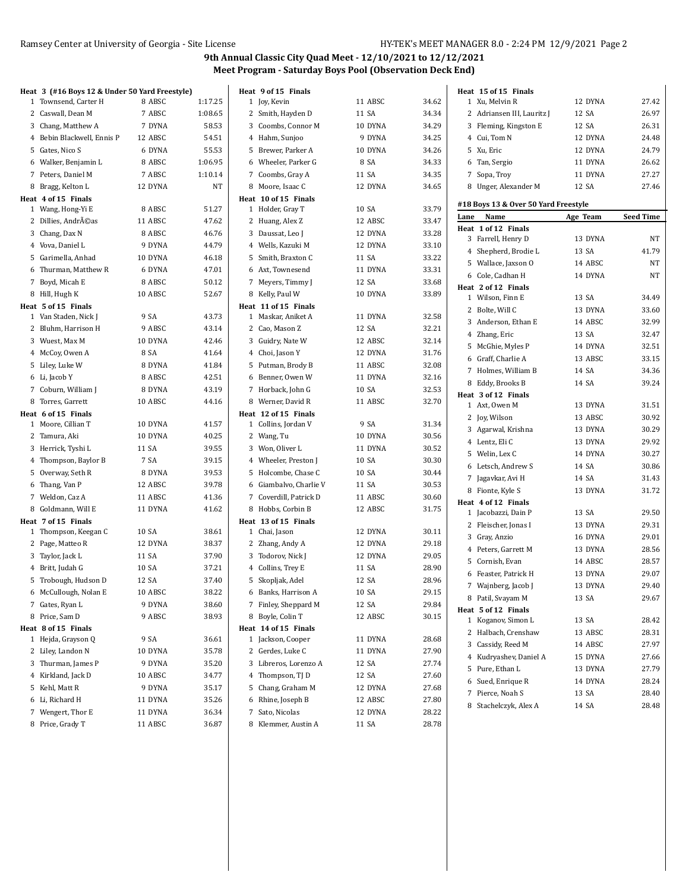## 9th Annual Classic City Quad Meet - 12/10/2021 to 12/12/2021

### Meet Program - Saturday Boys Pool (Observation Deck End)

**Heat 3 (#16 Boys 12 & Under 50 Yard Freestyle)**

| Lane | Name | Age | Team | Seed Time |
|---|---|---|---|---|
| 1 | Townsend, Carter H | 8 | ABSC | 1:17.25 |
| 2 | Caswall, Dean M | 7 | ABSC | 1:08.65 |
| 3 | Chang, Matthew A | 7 | DYNA | 58.53 |
| 4 | Bebin Blackwell, Ennis P | 12 | ABSC | 54.51 |
| 5 | Gates, Nico S | 6 | DYNA | 55.53 |
| 6 | Walker, Benjamin L | 8 | ABSC | 1:06.95 |
| 7 | Peters, Daniel M | 7 | ABSC | 1:10.14 |
| 8 | Bragg, Kelton L | 12 | DYNA | NT |

**Heat 4 of 15 Finals**

| Lane | Name | Age | Team | Seed Time |
|---|---|---|---|---|
| 1 | Wang, Hong-Yi E | 8 | ABSC | 51.27 |
| 2 | Dillies, AndrÃ©as | 11 | ABSC | 47.62 |
| 3 | Chang, Dax N | 8 | ABSC | 46.76 |
| 4 | Vova, Daniel L | 9 | DYNA | 44.79 |
| 5 | Garimella, Anhad | 10 | DYNA | 46.18 |
| 6 | Thurman, Matthew R | 6 | DYNA | 47.01 |
| 7 | Boyd, Micah E | 8 | ABSC | 50.12 |
| 8 | Hill, Hugh K | 10 | ABSC | 52.67 |

**Heat 5 of 15 Finals**

| Lane | Name | Age | Team | Seed Time |
|---|---|---|---|---|
| 1 | Van Staden, Nick J | 9 | SA | 43.73 |
| 2 | Bluhm, Harrison H | 9 | ABSC | 43.14 |
| 3 | Wuest, Max M | 10 | DYNA | 42.46 |
| 4 | McCoy, Owen A | 8 | SA | 41.64 |
| 5 | Liley, Luke W | 8 | DYNA | 41.84 |
| 6 | Li, Jacob Y | 8 | ABSC | 42.51 |
| 7 | Coburn, William J | 8 | DYNA | 43.19 |
| 8 | Torres, Garrett | 10 | ABSC | 44.16 |

**Heat 6 of 15 Finals**

| Lane | Name | Age | Team | Seed Time |
|---|---|---|---|---|
| 1 | Moore, Cillian T | 10 | DYNA | 41.57 |
| 2 | Tamura, Aki | 10 | DYNA | 40.25 |
| 3 | Herrick, Tyshi L | 11 | SA | 39.55 |
| 4 | Thompson, Baylor B | 7 | SA | 39.15 |
| 5 | Overway, Seth R | 8 | DYNA | 39.53 |
| 6 | Thang, Van P | 12 | ABSC | 39.78 |
| 7 | Weldon, Caz A | 11 | ABSC | 41.36 |
| 8 | Goldmann, Will E | 11 | DYNA | 41.62 |

**Heat 7 of 15 Finals**

| Lane | Name | Age | Team | Seed Time |
|---|---|---|---|---|
| 1 | Thompson, Keegan C | 10 | SA | 38.61 |
| 2 | Page, Matteo R | 12 | DYNA | 38.37 |
| 3 | Taylor, Jack L | 11 | SA | 37.90 |
| 4 | Britt, Judah G | 10 | SA | 37.21 |
| 5 | Trobough, Hudson D | 12 | SA | 37.40 |
| 6 | McCullough, Nolan E | 10 | ABSC | 38.22 |
| 7 | Gates, Ryan L | 9 | DYNA | 38.60 |
| 8 | Price, Sam D | 9 | ABSC | 38.93 |

**Heat 8 of 15 Finals**

| Lane | Name | Age | Team | Seed Time |
|---|---|---|---|---|
| 1 | Hejda, Grayson Q | 9 | SA | 36.61 |
| 2 | Liley, Landon N | 10 | DYNA | 35.78 |
| 3 | Thurman, James P | 9 | DYNA | 35.20 |
| 4 | Kirkland, Jack D | 10 | ABSC | 34.77 |
| 5 | Kehl, Matt R | 9 | DYNA | 35.17 |
| 6 | Li, Richard H | 11 | DYNA | 35.26 |
| 7 | Wengert, Thor E | 11 | DYNA | 36.34 |
| 8 | Price, Grady T | 11 | ABSC | 36.87 |

**Heat 9 of 15 Finals**

| Lane | Name | Age | Team | Seed Time |
|---|---|---|---|---|
| 1 | Joy, Kevin | 11 | ABSC | 34.62 |
| 2 | Smith, Hayden D | 11 | SA | 34.34 |
| 3 | Coombs, Connor M | 10 | DYNA | 34.29 |
| 4 | Hahm, Sunjoo | 9 | DYNA | 34.25 |
| 5 | Brewer, Parker A | 10 | DYNA | 34.26 |
| 6 | Wheeler, Parker G | 8 | SA | 34.33 |
| 7 | Coombs, Gray A | 11 | SA | 34.35 |
| 8 | Moore, Isaac C | 12 | DYNA | 34.65 |

**Heat 10 of 15 Finals**

| Lane | Name | Age | Team | Seed Time |
|---|---|---|---|---|
| 1 | Holder, Gray T | 10 | SA | 33.79 |
| 2 | Huang, Alex Z | 12 | ABSC | 33.47 |
| 3 | Daussat, Leo J | 12 | DYNA | 33.28 |
| 4 | Wells, Kazuki M | 12 | DYNA | 33.10 |
| 5 | Smith, Braxton C | 11 | SA | 33.22 |
| 6 | Axt, Townesend | 11 | DYNA | 33.31 |
| 7 | Meyers, Timmy J | 12 | SA | 33.68 |
| 8 | Kelly, Paul W | 10 | DYNA | 33.89 |

**Heat 11 of 15 Finals**

| Lane | Name | Age | Team | Seed Time |
|---|---|---|---|---|
| 1 | Maskar, Aniket A | 11 | DYNA | 32.58 |
| 2 | Cao, Mason Z | 12 | SA | 32.21 |
| 3 | Guidry, Nate W | 12 | ABSC | 32.14 |
| 4 | Choi, Jason Y | 12 | DYNA | 31.76 |
| 5 | Putman, Brody B | 11 | ABSC | 32.08 |
| 6 | Benner, Owen W | 11 | DYNA | 32.16 |
| 7 | Horback, John G | 10 | SA | 32.53 |
| 8 | Werner, David R | 11 | ABSC | 32.70 |

**Heat 12 of 15 Finals**

| Lane | Name | Age | Team | Seed Time |
|---|---|---|---|---|
| 1 | Collins, Jordan V | 9 | SA | 31.34 |
| 2 | Wang, Tu | 10 | DYNA | 30.56 |
| 3 | Won, Oliver L | 11 | DYNA | 30.52 |
| 4 | Wheeler, Preston J | 10 | SA | 30.30 |
| 5 | Holcombe, Chase C | 10 | SA | 30.44 |
| 6 | Giambalvo, Charlie V | 11 | SA | 30.53 |
| 7 | Coverdill, Patrick D | 11 | ABSC | 30.60 |
| 8 | Hobbs, Corbin B | 12 | ABSC | 31.75 |

**Heat 13 of 15 Finals**

| Lane | Name | Age | Team | Seed Time |
|---|---|---|---|---|
| 1 | Chai, Jason | 12 | DYNA | 30.11 |
| 2 | Zhang, Andy A | 12 | DYNA | 29.18 |
| 3 | Todorov, Nick J | 12 | DYNA | 29.05 |
| 4 | Collins, Trey E | 11 | SA | 28.90 |
| 5 | Skopljak, Adel | 12 | SA | 28.96 |
| 6 | Banks, Harrison A | 10 | SA | 29.15 |
| 7 | Finley, Sheppard M | 12 | SA | 29.84 |
| 8 | Boyle, Colin T | 12 | ABSC | 30.15 |

**Heat 14 of 15 Finals**

| Lane | Name | Age | Team | Seed Time |
|---|---|---|---|---|
| 1 | Jackson, Cooper | 11 | DYNA | 28.68 |
| 2 | Gerdes, Luke C | 11 | DYNA | 27.90 |
| 3 | Libreros, Lorenzo A | 12 | SA | 27.74 |
| 4 | Thompson, TJ D | 12 | SA | 27.60 |
| 5 | Chang, Graham M | 12 | DYNA | 27.68 |
| 6 | Rhine, Joseph B | 12 | ABSC | 27.80 |
| 7 | Sato, Nicolas | 12 | DYNA | 28.22 |
| 8 | Klemmer, Austin A | 11 | SA | 28.78 |

**Heat 15 of 15 Finals**

| Lane | Name | Age | Team | Seed Time |
|---|---|---|---|---|
| 1 | Xu, Melvin R | 12 | DYNA | 27.42 |
| 2 | Adriansen III, Lauritz J | 12 | SA | 26.97 |
| 3 | Fleming, Kingston E | 12 | SA | 26.31 |
| 4 | Cui, Tom N | 12 | DYNA | 24.48 |
| 5 | Xu, Eric | 12 | DYNA | 24.79 |
| 6 | Tan, Sergio | 11 | DYNA | 26.62 |
| 7 | Sopa, Troy | 11 | DYNA | 27.27 |
| 8 | Unger, Alexander M | 12 | SA | 27.46 |

### #18 Boys 13 & Over 50 Yard Freestyle

**Heat 1 of 12 Finals**

| Lane | Name | Age | Team | Seed Time |
|---|---|---|---|---|
| 3 | Farrell, Henry D | 13 | DYNA | NT |
| 4 | Shepherd, Brodie L | 13 | SA | 41.79 |
| 5 | Wallace, Jaxson O | 14 | ABSC | NT |
| 6 | Cole, Cadhan H | 14 | DYNA | NT |

**Heat 2 of 12 Finals**

| Lane | Name | Age | Team | Seed Time |
|---|---|---|---|---|
| 1 | Wilson, Finn E | 13 | SA | 34.49 |
| 2 | Bolte, Will C | 13 | DYNA | 33.60 |
| 3 | Anderson, Ethan E | 14 | ABSC | 32.99 |
| 4 | Zhang, Eric | 13 | SA | 32.47 |
| 5 | McGhie, Myles P | 14 | DYNA | 32.51 |
| 6 | Graff, Charlie A | 13 | ABSC | 33.15 |
| 7 | Holmes, William B | 14 | SA | 34.36 |
| 8 | Eddy, Brooks B | 14 | SA | 39.24 |

**Heat 3 of 12 Finals**

| Lane | Name | Age | Team | Seed Time |
|---|---|---|---|---|
| 1 | Axt, Owen M | 13 | DYNA | 31.51 |
| 2 | Joy, Wilson | 13 | ABSC | 30.92 |
| 3 | Agarwal, Krishna | 13 | DYNA | 30.29 |
| 4 | Lentz, Eli C | 13 | DYNA | 29.92 |
| 5 | Welin, Lex C | 14 | DYNA | 30.27 |
| 6 | Letsch, Andrew S | 14 | SA | 30.86 |
| 7 | Jagavkar, Avi H | 14 | SA | 31.43 |
| 8 | Fionte, Kyle S | 13 | DYNA | 31.72 |

**Heat 4 of 12 Finals**

| Lane | Name | Age | Team | Seed Time |
|---|---|---|---|---|
| 1 | Jacobazzi, Dain P | 13 | SA | 29.50 |
| 2 | Fleischer, Jonas I | 13 | DYNA | 29.31 |
| 3 | Gray, Anzio | 16 | DYNA | 29.01 |
| 4 | Peters, Garrett M | 13 | DYNA | 28.56 |
| 5 | Cornish, Evan | 14 | ABSC | 28.57 |
| 6 | Feaster, Patrick H | 13 | DYNA | 29.07 |
| 7 | Wajnberg, Jacob J | 13 | DYNA | 29.40 |
| 8 | Patil, Svayam M | 13 | SA | 29.67 |

**Heat 5 of 12 Finals**

| Lane | Name | Age | Team | Seed Time |
|---|---|---|---|---|
| 1 | Koganov, Simon L | 13 | SA | 28.42 |
| 2 | Halbach, Crenshaw | 13 | ABSC | 28.31 |
| 3 | Cassidy, Reed M | 14 | ABSC | 27.97 |
| 4 | Kudryashev, Daniel A | 15 | DYNA | 27.66 |
| 5 | Pure, Ethan L | 13 | DYNA | 27.79 |
| 6 | Sued, Enrique R | 14 | DYNA | 28.24 |
| 7 | Pierce, Noah S | 13 | SA | 28.40 |
| 8 | Stachelczyk, Alex A | 14 | SA | 28.48 |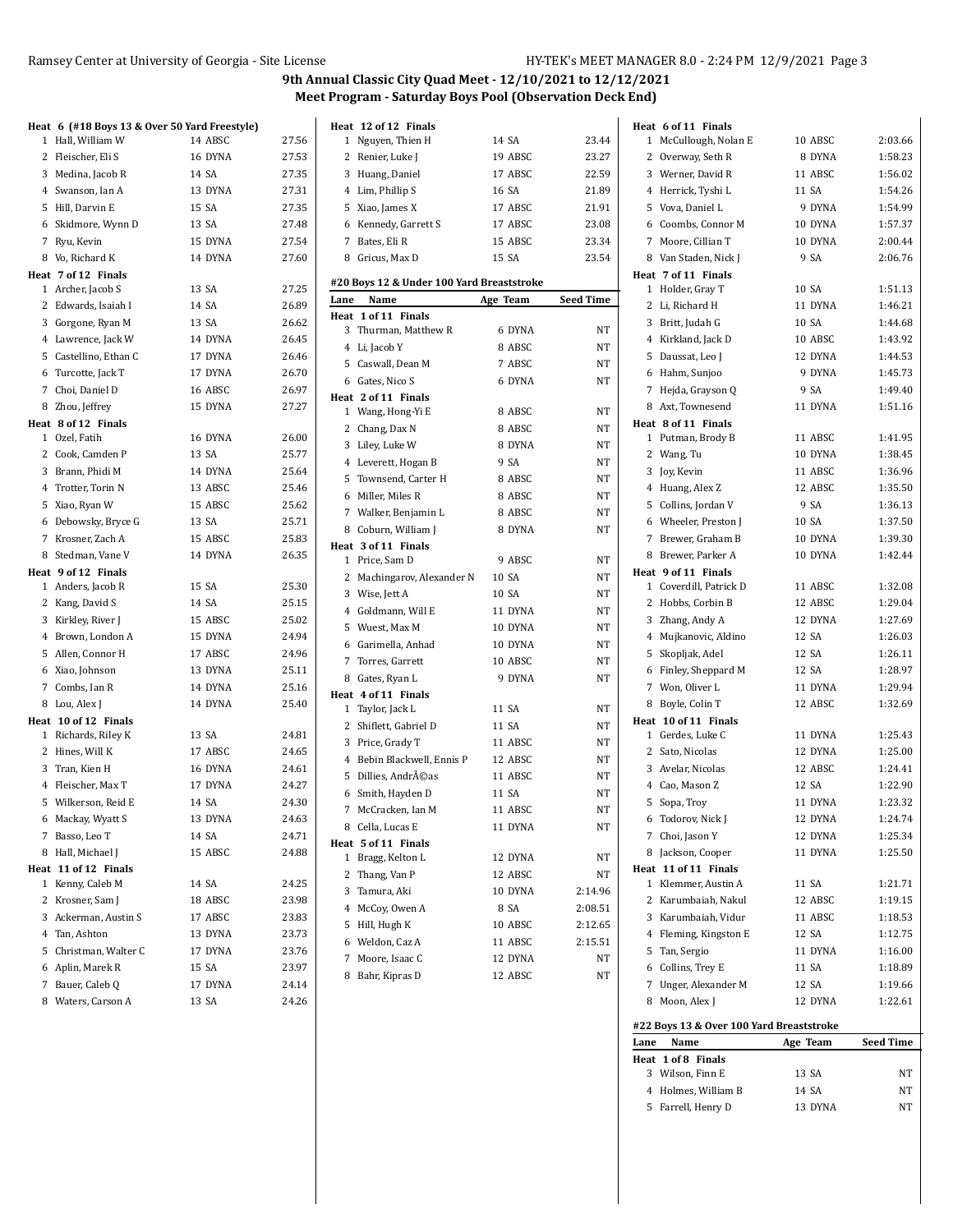## 9th Annual Classic City Quad Meet - 12/10/2021 to 12/12/2021

### Meet Program - Saturday Boys Pool (Observation Deck End)

**Heat 6 (#18 Boys 13 & Over 50 Yard Freestyle)**

| Lane | Name | Age Team | Seed Time |
|---|---|---|---|
| 1 | Hall, William W | 14 ABSC | 27.56 |
| 2 | Fleischer, Eli S | 16 DYNA | 27.53 |
| 3 | Medina, Jacob R | 14 SA | 27.35 |
| 4 | Swanson, Ian A | 13 DYNA | 27.31 |
| 5 | Hill, Darvin E | 15 SA | 27.35 |
| 6 | Skidmore, Wynn D | 13 SA | 27.48 |
| 7 | Ryu, Kevin | 15 DYNA | 27.54 |
| 8 | Vo, Richard K | 14 DYNA | 27.60 |

**Heat 7 of 12 Finals**

| Lane | Name | Age Team | Seed Time |
|---|---|---|---|
| 1 | Archer, Jacob S | 13 SA | 27.25 |
| 2 | Edwards, Isaiah I | 14 SA | 26.89 |
| 3 | Gorgone, Ryan M | 13 SA | 26.62 |
| 4 | Lawrence, Jack W | 14 DYNA | 26.45 |
| 5 | Castellino, Ethan C | 17 DYNA | 26.46 |
| 6 | Turcotte, Jack T | 17 DYNA | 26.70 |
| 7 | Choi, Daniel D | 16 ABSC | 26.97 |
| 8 | Zhou, Jeffrey | 15 DYNA | 27.27 |

**Heat 8 of 12 Finals**

| Lane | Name | Age Team | Seed Time |
|---|---|---|---|
| 1 | Ozel, Fatih | 16 DYNA | 26.00 |
| 2 | Cook, Camden P | 13 SA | 25.77 |
| 3 | Brann, Phidi M | 14 DYNA | 25.64 |
| 4 | Trotter, Torin N | 13 ABSC | 25.46 |
| 5 | Xiao, Ryan W | 15 ABSC | 25.62 |
| 6 | Debowsky, Bryce G | 13 SA | 25.71 |
| 7 | Krosner, Zach A | 15 ABSC | 25.83 |
| 8 | Stedman, Vane V | 14 DYNA | 26.35 |

**Heat 9 of 12 Finals**

| Lane | Name | Age Team | Seed Time |
|---|---|---|---|
| 1 | Anders, Jacob R | 15 SA | 25.30 |
| 2 | Kang, David S | 14 SA | 25.15 |
| 3 | Kirkley, River J | 15 ABSC | 25.02 |
| 4 | Brown, London A | 15 DYNA | 24.94 |
| 5 | Allen, Connor H | 17 ABSC | 24.96 |
| 6 | Xiao, Johnson | 13 DYNA | 25.11 |
| 7 | Combs, Ian R | 14 DYNA | 25.16 |
| 8 | Lou, Alex J | 14 DYNA | 25.40 |

**Heat 10 of 12 Finals**

| Lane | Name | Age Team | Seed Time |
|---|---|---|---|
| 1 | Richards, Riley K | 13 SA | 24.81 |
| 2 | Hines, Will K | 17 ABSC | 24.65 |
| 3 | Tran, Kien H | 16 DYNA | 24.61 |
| 4 | Fleischer, Max T | 17 DYNA | 24.27 |
| 5 | Wilkerson, Reid E | 14 SA | 24.30 |
| 6 | Mackay, Wyatt S | 13 DYNA | 24.63 |
| 7 | Basso, Leo T | 14 SA | 24.71 |
| 8 | Hall, Michael J | 15 ABSC | 24.88 |

**Heat 11 of 12 Finals**

| Lane | Name | Age Team | Seed Time |
|---|---|---|---|
| 1 | Kenny, Caleb M | 14 SA | 24.25 |
| 2 | Krosner, Sam J | 18 ABSC | 23.98 |
| 3 | Ackerman, Austin S | 17 ABSC | 23.83 |
| 4 | Tan, Ashton | 13 DYNA | 23.73 |
| 5 | Christman, Walter C | 17 DYNA | 23.76 |
| 6 | Aplin, Marek R | 15 SA | 23.97 |
| 7 | Bauer, Caleb Q | 17 DYNA | 24.14 |
| 8 | Waters, Carson A | 13 SA | 24.26 |

**Heat 12 of 12 Finals**

| Lane | Name | Age Team | Seed Time |
|---|---|---|---|
| 1 | Nguyen, Thien H | 14 SA | 23.44 |
| 2 | Renier, Luke J | 19 ABSC | 23.27 |
| 3 | Huang, Daniel | 17 ABSC | 22.59 |
| 4 | Lim, Phillip S | 16 SA | 21.89 |
| 5 | Xiao, James X | 17 ABSC | 21.91 |
| 6 | Kennedy, Garrett S | 17 ABSC | 23.08 |
| 7 | Bates, Eli R | 15 ABSC | 23.34 |
| 8 | Gricus, Max D | 15 SA | 23.54 |

### #20 Boys 12 & Under 100 Yard Breaststroke

**Heat 1 of 11 Finals**

| Lane | Name | Age Team | Seed Time |
|---|---|---|---|
| 3 | Thurman, Matthew R | 6 DYNA | NT |
| 4 | Li, Jacob Y | 8 ABSC | NT |
| 5 | Caswall, Dean M | 7 ABSC | NT |
| 6 | Gates, Nico S | 6 DYNA | NT |

**Heat 2 of 11 Finals**

| Lane | Name | Age Team | Seed Time |
|---|---|---|---|
| 1 | Wang, Hong-Yi E | 8 ABSC | NT |
| 2 | Chang, Dax N | 8 ABSC | NT |
| 3 | Liley, Luke W | 8 DYNA | NT |
| 4 | Leverett, Hogan B | 9 SA | NT |
| 5 | Townsend, Carter H | 8 ABSC | NT |
| 6 | Miller, Miles R | 8 ABSC | NT |
| 7 | Walker, Benjamin L | 8 ABSC | NT |
| 8 | Coburn, William J | 8 DYNA | NT |

**Heat 3 of 11 Finals**

| Lane | Name | Age Team | Seed Time |
|---|---|---|---|
| 1 | Price, Sam D | 9 ABSC | NT |
| 2 | Machingarov, Alexander N | 10 SA | NT |
| 3 | Wise, Jett A | 10 SA | NT |
| 4 | Goldmann, Will E | 11 DYNA | NT |
| 5 | Wuest, Max M | 10 DYNA | NT |
| 6 | Garimella, Anhad | 10 DYNA | NT |
| 7 | Torres, Garrett | 10 ABSC | NT |
| 8 | Gates, Ryan L | 9 DYNA | NT |

**Heat 4 of 11 Finals**

| Lane | Name | Age Team | Seed Time |
|---|---|---|---|
| 1 | Taylor, Jack L | 11 SA | NT |
| 2 | Shiflett, Gabriel D | 11 SA | NT |
| 3 | Price, Grady T | 11 ABSC | NT |
| 4 | Bebin Blackwell, Ennis P | 12 ABSC | NT |
| 5 | Dillies, AndrÃ©as | 11 ABSC | NT |
| 6 | Smith, Hayden D | 11 SA | NT |
| 7 | McCracken, Ian M | 11 ABSC | NT |
| 8 | Cella, Lucas E | 11 DYNA | NT |

**Heat 5 of 11 Finals**

| Lane | Name | Age Team | Seed Time |
|---|---|---|---|
| 1 | Bragg, Kelton L | 12 DYNA | NT |
| 2 | Thang, Van P | 12 ABSC | NT |
| 3 | Tamura, Aki | 10 DYNA | 2:14.96 |
| 4 | McCoy, Owen A | 8 SA | 2:08.51 |
| 5 | Hill, Hugh K | 10 ABSC | 2:12.65 |
| 6 | Weldon, Caz A | 11 ABSC | 2:15.51 |
| 7 | Moore, Isaac C | 12 DYNA | NT |
| 8 | Bahr, Kipras D | 12 ABSC | NT |

**Heat 6 of 11 Finals**

| Lane | Name | Age Team | Seed Time |
|---|---|---|---|
| 1 | McCullough, Nolan E | 10 ABSC | 2:03.66 |
| 2 | Overway, Seth R | 8 DYNA | 1:58.23 |
| 3 | Werner, David R | 11 ABSC | 1:56.02 |
| 4 | Herrick, Tyshi L | 11 SA | 1:54.26 |
| 5 | Vova, Daniel L | 9 DYNA | 1:54.99 |
| 6 | Coombs, Connor M | 10 DYNA | 1:57.37 |
| 7 | Moore, Cillian T | 10 DYNA | 2:00.44 |
| 8 | Van Staden, Nick J | 9 SA | 2:06.76 |

**Heat 7 of 11 Finals**

| Lane | Name | Age Team | Seed Time |
|---|---|---|---|
| 1 | Holder, Gray T | 10 SA | 1:51.13 |
| 2 | Li, Richard H | 11 DYNA | 1:46.21 |
| 3 | Britt, Judah G | 10 SA | 1:44.68 |
| 4 | Kirkland, Jack D | 10 ABSC | 1:43.92 |
| 5 | Daussat, Leo J | 12 DYNA | 1:44.53 |
| 6 | Hahm, Sunjoo | 9 DYNA | 1:45.73 |
| 7 | Hejda, Grayson Q | 9 SA | 1:49.40 |
| 8 | Axt, Townesend | 11 DYNA | 1:51.16 |

**Heat 8 of 11 Finals**

| Lane | Name | Age Team | Seed Time |
|---|---|---|---|
| 1 | Putman, Brody B | 11 ABSC | 1:41.95 |
| 2 | Wang, Tu | 10 DYNA | 1:38.45 |
| 3 | Joy, Kevin | 11 ABSC | 1:36.96 |
| 4 | Huang, Alex Z | 12 ABSC | 1:35.50 |
| 5 | Collins, Jordan V | 9 SA | 1:36.13 |
| 6 | Wheeler, Preston J | 10 SA | 1:37.50 |
| 7 | Brewer, Graham B | 10 DYNA | 1:39.30 |
| 8 | Brewer, Parker A | 10 DYNA | 1:42.44 |

**Heat 9 of 11 Finals**

| Lane | Name | Age Team | Seed Time |
|---|---|---|---|
| 1 | Coverdill, Patrick D | 11 ABSC | 1:32.08 |
| 2 | Hobbs, Corbin B | 12 ABSC | 1:29.04 |
| 3 | Zhang, Andy A | 12 DYNA | 1:27.69 |
| 4 | Mujkanovic, Aldino | 12 SA | 1:26.03 |
| 5 | Skopljak, Adel | 12 SA | 1:26.11 |
| 6 | Finley, Sheppard M | 12 SA | 1:28.97 |
| 7 | Won, Oliver L | 11 DYNA | 1:29.94 |
| 8 | Boyle, Colin T | 12 ABSC | 1:32.69 |

**Heat 10 of 11 Finals**

| Lane | Name | Age Team | Seed Time |
|---|---|---|---|
| 1 | Gerdes, Luke C | 11 DYNA | 1:25.43 |
| 2 | Sato, Nicolas | 12 DYNA | 1:25.00 |
| 3 | Avelar, Nicolas | 12 ABSC | 1:24.41 |
| 4 | Cao, Mason Z | 12 SA | 1:22.90 |
| 5 | Sopa, Troy | 11 DYNA | 1:23.32 |
| 6 | Todorov, Nick J | 12 DYNA | 1:24.74 |
| 7 | Choi, Jason Y | 12 DYNA | 1:25.34 |
| 8 | Jackson, Cooper | 11 DYNA | 1:25.50 |

**Heat 11 of 11 Finals**

| Lane | Name | Age Team | Seed Time |
|---|---|---|---|
| 1 | Klemmer, Austin A | 11 SA | 1:21.71 |
| 2 | Karumbaiah, Nakul | 12 ABSC | 1:19.15 |
| 3 | Karumbaiah, Vidur | 11 ABSC | 1:18.53 |
| 4 | Fleming, Kingston E | 12 SA | 1:12.75 |
| 5 | Tan, Sergio | 11 DYNA | 1:16.00 |
| 6 | Collins, Trey E | 11 SA | 1:18.89 |
| 7 | Unger, Alexander M | 12 SA | 1:19.66 |
| 8 | Moon, Alex J | 12 DYNA | 1:22.61 |

### #22 Boys 13 & Over 100 Yard Breaststroke

**Heat 1 of 8 Finals**

| Lane | Name | Age Team | Seed Time |
|---|---|---|---|
| 3 | Wilson, Finn E | 13 SA | NT |
| 4 | Holmes, William B | 14 SA | NT |
| 5 | Farrell, Henry D | 13 DYNA | NT |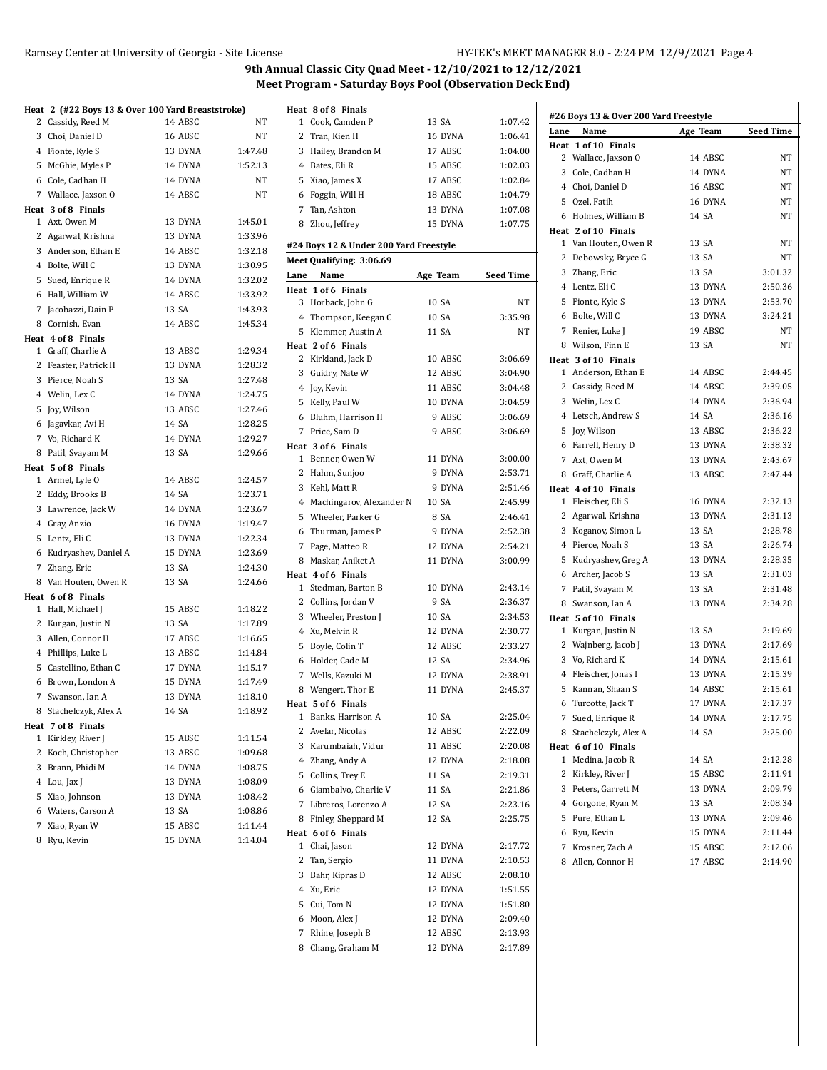# 9th Annual Classic City Quad Meet - 12/10/2021 to 12/12/2021

## Meet Program - Saturday Boys Pool (Observation Deck End)

**Heat 2 (#22 Boys 13 & Over 100 Yard Breaststroke)**

| Lane | Name | Age | Team | Seed Time |
|---|---|---|---|---|
| 2 | Cassidy, Reed M | 14 | ABSC | NT |
| 3 | Choi, Daniel D | 16 | ABSC | NT |
| 4 | Fionte, Kyle S | 13 | DYNA | 1:47.48 |
| 5 | McGhie, Myles P | 14 | DYNA | 1:52.13 |
| 6 | Cole, Cadhan H | 14 | DYNA | NT |
| 7 | Wallace, Jaxson O | 14 | ABSC | NT |

**Heat 3 of 8 Finals**

| Lane | Name | Age | Team | Seed Time |
|---|---|---|---|---|
| 1 | Axt, Owen M | 13 | DYNA | 1:45.01 |
| 2 | Agarwal, Krishna | 13 | DYNA | 1:33.96 |
| 3 | Anderson, Ethan E | 14 | ABSC | 1:32.18 |
| 4 | Bolte, Will C | 13 | DYNA | 1:30.95 |
| 5 | Sued, Enrique R | 14 | DYNA | 1:32.02 |
| 6 | Hall, William W | 14 | ABSC | 1:33.92 |
| 7 | Jacobazzi, Dain P | 13 | SA | 1:43.93 |
| 8 | Cornish, Evan | 14 | ABSC | 1:45.34 |

**Heat 4 of 8 Finals**

| Lane | Name | Age | Team | Seed Time |
|---|---|---|---|---|
| 1 | Graff, Charlie A | 13 | ABSC | 1:29.34 |
| 2 | Feaster, Patrick H | 13 | DYNA | 1:28.32 |
| 3 | Pierce, Noah S | 13 | SA | 1:27.48 |
| 4 | Welin, Lex C | 14 | DYNA | 1:24.75 |
| 5 | Joy, Wilson | 13 | ABSC | 1:27.46 |
| 6 | Jagavkar, Avi H | 14 | SA | 1:28.25 |
| 7 | Vo, Richard K | 14 | DYNA | 1:29.27 |
| 8 | Patil, Svayam M | 13 | SA | 1:29.66 |

**Heat 5 of 8 Finals**

| Lane | Name | Age | Team | Seed Time |
|---|---|---|---|---|
| 1 | Armel, Lyle O | 14 | ABSC | 1:24.57 |
| 2 | Eddy, Brooks B | 14 | SA | 1:23.71 |
| 3 | Lawrence, Jack W | 14 | DYNA | 1:23.67 |
| 4 | Gray, Anzio | 16 | DYNA | 1:19.47 |
| 5 | Lentz, Eli C | 13 | DYNA | 1:22.34 |
| 6 | Kudryashev, Daniel A | 15 | DYNA | 1:23.69 |
| 7 | Zhang, Eric | 13 | SA | 1:24.30 |
| 8 | Van Houten, Owen R | 13 | SA | 1:24.66 |

**Heat 6 of 8 Finals**

| Lane | Name | Age | Team | Seed Time |
|---|---|---|---|---|
| 1 | Hall, Michael J | 15 | ABSC | 1:18.22 |
| 2 | Kurgan, Justin N | 13 | SA | 1:17.89 |
| 3 | Allen, Connor H | 17 | ABSC | 1:16.65 |
| 4 | Phillips, Luke L | 13 | ABSC | 1:14.84 |
| 5 | Castellino, Ethan C | 17 | DYNA | 1:15.17 |
| 6 | Brown, London A | 15 | DYNA | 1:17.49 |
| 7 | Swanson, Ian A | 13 | DYNA | 1:18.10 |
| 8 | Stachelczyk, Alex A | 14 | SA | 1:18.92 |

**Heat 7 of 8 Finals**

| Lane | Name | Age | Team | Seed Time |
|---|---|---|---|---|
| 1 | Kirkley, River J | 15 | ABSC | 1:11.54 |
| 2 | Koch, Christopher | 13 | ABSC | 1:09.68 |
| 3 | Brann, Phidi M | 14 | DYNA | 1:08.75 |
| 4 | Lou, Jax J | 13 | DYNA | 1:08.09 |
| 5 | Xiao, Johnson | 13 | DYNA | 1:08.42 |
| 6 | Waters, Carson A | 13 | SA | 1:08.86 |
| 7 | Xiao, Ryan W | 15 | ABSC | 1:11.44 |
| 8 | Ryu, Kevin | 15 | DYNA | 1:14.04 |

**Heat 8 of 8 Finals**

| Lane | Name | Age | Team | Seed Time |
|---|---|---|---|---|
| 1 | Cook, Camden P | 13 | SA | 1:07.42 |
| 2 | Tran, Kien H | 16 | DYNA | 1:06.41 |
| 3 | Hailey, Brandon M | 17 | ABSC | 1:04.00 |
| 4 | Bates, Eli R | 15 | ABSC | 1:02.03 |
| 5 | Xiao, James X | 17 | ABSC | 1:02.84 |
| 6 | Foggin, Will H | 18 | ABSC | 1:04.79 |
| 7 | Tan, Ashton | 13 | DYNA | 1:07.08 |
| 8 | Zhou, Jeffrey | 15 | DYNA | 1:07.75 |

### #24 Boys 12 & Under 200 Yard Freestyle

Meet Qualifying: 3:06.69

**Heat 1 of 6 Finals**

| Lane | Name | Age | Team | Seed Time |
|---|---|---|---|---|
| 3 | Horback, John G | 10 | SA | NT |
| 4 | Thompson, Keegan C | 10 | SA | 3:35.98 |
| 5 | Klemmer, Austin A | 11 | SA | NT |

**Heat 2 of 6 Finals**

| Lane | Name | Age | Team | Seed Time |
|---|---|---|---|---|
| 2 | Kirkland, Jack D | 10 | ABSC | 3:06.69 |
| 3 | Guidry, Nate W | 12 | ABSC | 3:04.90 |
| 4 | Joy, Kevin | 11 | ABSC | 3:04.48 |
| 5 | Kelly, Paul W | 10 | DYNA | 3:04.59 |
| 6 | Bluhm, Harrison H | 9 | ABSC | 3:06.69 |
| 7 | Price, Sam D | 9 | ABSC | 3:06.69 |

**Heat 3 of 6 Finals**

| Lane | Name | Age | Team | Seed Time |
|---|---|---|---|---|
| 1 | Benner, Owen W | 11 | DYNA | 3:00.00 |
| 2 | Hahm, Sunjoo | 9 | DYNA | 2:53.71 |
| 3 | Kehl, Matt R | 9 | DYNA | 2:51.46 |
| 4 | Machingarov, Alexander N | 10 | SA | 2:45.99 |
| 5 | Wheeler, Parker G | 8 | SA | 2:46.41 |
| 6 | Thurman, James P | 9 | DYNA | 2:52.38 |
| 7 | Page, Matteo R | 12 | DYNA | 2:54.21 |
| 8 | Maskar, Aniket A | 11 | DYNA | 3:00.99 |

**Heat 4 of 6 Finals**

| Lane | Name | Age | Team | Seed Time |
|---|---|---|---|---|
| 1 | Stedman, Barton B | 10 | DYNA | 2:43.14 |
| 2 | Collins, Jordan V | 9 | SA | 2:36.37 |
| 3 | Wheeler, Preston J | 10 | SA | 2:34.53 |
| 4 | Xu, Melvin R | 12 | DYNA | 2:30.77 |
| 5 | Boyle, Colin T | 12 | ABSC | 2:33.27 |
| 6 | Holder, Cade M | 12 | SA | 2:34.96 |
| 7 | Wells, Kazuki M | 12 | DYNA | 2:38.91 |
| 8 | Wengert, Thor E | 11 | DYNA | 2:45.37 |

**Heat 5 of 6 Finals**

| Lane | Name | Age | Team | Seed Time |
|---|---|---|---|---|
| 1 | Banks, Harrison A | 10 | SA | 2:25.04 |
| 2 | Avelar, Nicolas | 12 | ABSC | 2:22.09 |
| 3 | Karumbaiah, Vidur | 11 | ABSC | 2:20.08 |
| 4 | Zhang, Andy A | 12 | DYNA | 2:18.08 |
| 5 | Collins, Trey E | 11 | SA | 2:19.31 |
| 6 | Giambalvo, Charlie V | 11 | SA | 2:21.86 |
| 7 | Libreros, Lorenzo A | 12 | SA | 2:23.16 |
| 8 | Finley, Sheppard M | 12 | SA | 2:25.75 |

**Heat 6 of 6 Finals**

| Lane | Name | Age | Team | Seed Time |
|---|---|---|---|---|
| 1 | Chai, Jason | 12 | DYNA | 2:17.72 |
| 2 | Tan, Sergio | 11 | DYNA | 2:10.53 |
| 3 | Bahr, Kipras D | 12 | ABSC | 2:08.10 |
| 4 | Xu, Eric | 12 | DYNA | 1:51.55 |
| 5 | Cui, Tom N | 12 | DYNA | 1:51.80 |
| 6 | Moon, Alex J | 12 | DYNA | 2:09.40 |
| 7 | Rhine, Joseph B | 12 | ABSC | 2:13.93 |
| 8 | Chang, Graham M | 12 | DYNA | 2:17.89 |

### #26 Boys 13 & Over 200 Yard Freestyle

**Heat 1 of 10 Finals**

| Lane | Name | Age | Team | Seed Time |
|---|---|---|---|---|
| 2 | Wallace, Jaxson O | 14 | ABSC | NT |
| 3 | Cole, Cadhan H | 14 | DYNA | NT |
| 4 | Choi, Daniel D | 16 | ABSC | NT |
| 5 | Ozel, Fatih | 16 | DYNA | NT |
| 6 | Holmes, William B | 14 | SA | NT |

**Heat 2 of 10 Finals**

| Lane | Name | Age | Team | Seed Time |
|---|---|---|---|---|
| 1 | Van Houten, Owen R | 13 | SA | NT |
| 2 | Debowsky, Bryce G | 13 | SA | NT |
| 3 | Zhang, Eric | 13 | SA | 3:01.32 |
| 4 | Lentz, Eli C | 13 | DYNA | 2:50.36 |
| 5 | Fionte, Kyle S | 13 | DYNA | 2:53.70 |
| 6 | Bolte, Will C | 13 | DYNA | 3:24.21 |
| 7 | Renier, Luke J | 19 | ABSC | NT |
| 8 | Wilson, Finn E | 13 | SA | NT |

**Heat 3 of 10 Finals**

| Lane | Name | Age | Team | Seed Time |
|---|---|---|---|---|
| 1 | Anderson, Ethan E | 14 | ABSC | 2:44.45 |
| 2 | Cassidy, Reed M | 14 | ABSC | 2:39.05 |
| 3 | Welin, Lex C | 14 | DYNA | 2:36.94 |
| 4 | Letsch, Andrew S | 14 | SA | 2:36.16 |
| 5 | Joy, Wilson | 13 | ABSC | 2:36.22 |
| 6 | Farrell, Henry D | 13 | DYNA | 2:38.32 |
| 7 | Axt, Owen M | 13 | DYNA | 2:43.67 |
| 8 | Graff, Charlie A | 13 | ABSC | 2:47.44 |

**Heat 4 of 10 Finals**

| Lane | Name | Age | Team | Seed Time |
|---|---|---|---|---|
| 1 | Fleischer, Eli S | 16 | DYNA | 2:32.13 |
| 2 | Agarwal, Krishna | 13 | DYNA | 2:31.13 |
| 3 | Koganov, Simon L | 13 | SA | 2:28.78 |
| 4 | Pierce, Noah S | 13 | SA | 2:26.74 |
| 5 | Kudryashev, Greg A | 13 | DYNA | 2:28.35 |
| 6 | Archer, Jacob S | 13 | SA | 2:31.03 |
| 7 | Patil, Svayam M | 13 | SA | 2:31.48 |
| 8 | Swanson, Ian A | 13 | DYNA | 2:34.28 |

**Heat 5 of 10 Finals**

| Lane | Name | Age | Team | Seed Time |
|---|---|---|---|---|
| 1 | Kurgan, Justin N | 13 | SA | 2:19.69 |
| 2 | Wajnberg, Jacob J | 13 | DYNA | 2:17.69 |
| 3 | Vo, Richard K | 14 | DYNA | 2:15.61 |
| 4 | Fleischer, Jonas I | 13 | DYNA | 2:15.39 |
| 5 | Kannan, Shaan S | 14 | ABSC | 2:15.61 |
| 6 | Turcotte, Jack T | 17 | DYNA | 2:17.37 |
| 7 | Sued, Enrique R | 14 | DYNA | 2:17.75 |
| 8 | Stachelczyk, Alex A | 14 | SA | 2:25.00 |

**Heat 6 of 10 Finals**

| Lane | Name | Age | Team | Seed Time |
|---|---|---|---|---|
| 1 | Medina, Jacob R | 14 | SA | 2:12.28 |
| 2 | Kirkley, River J | 15 | ABSC | 2:11.91 |
| 3 | Peters, Garrett M | 13 | DYNA | 2:09.79 |
| 4 | Gorgone, Ryan M | 13 | SA | 2:08.34 |
| 5 | Pure, Ethan L | 13 | DYNA | 2:09.46 |
| 6 | Ryu, Kevin | 15 | DYNA | 2:11.44 |
| 7 | Krosner, Zach A | 15 | ABSC | 2:12.06 |
| 8 | Allen, Connor H | 17 | ABSC | 2:14.90 |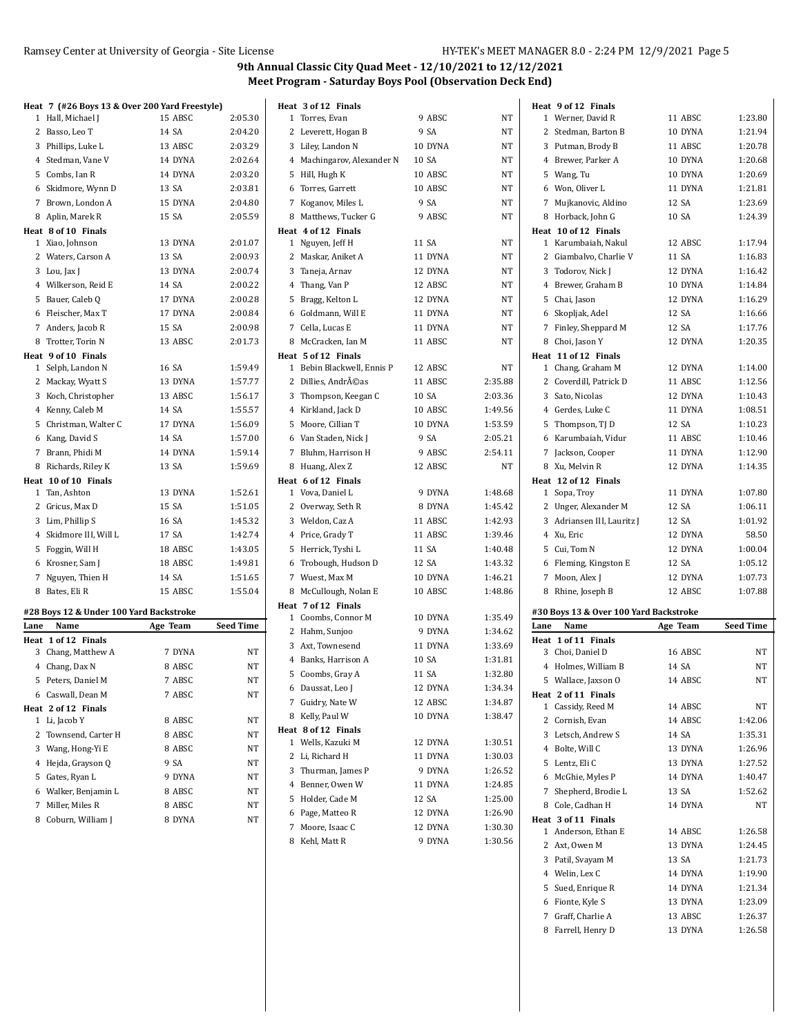## 9th Annual Classic City Quad Meet - 12/10/2021 to 12/12/2021

### Meet Program - Saturday Boys Pool (Observation Deck End)

**Heat 7 (#26 Boys 13 & Over 200 Yard Freestyle)**

| Lane | Name | Age Team | Seed Time |
|---|---|---|---|
| 1 | Hall, Michael J | 15 ABSC | 2:05.30 |
| 2 | Basso, Leo T | 14 SA | 2:04.20 |
| 3 | Phillips, Luke L | 13 ABSC | 2:03.29 |
| 4 | Stedman, Vane V | 14 DYNA | 2:02.64 |
| 5 | Combs, Ian R | 14 DYNA | 2:03.20 |
| 6 | Skidmore, Wynn D | 13 SA | 2:03.81 |
| 7 | Brown, London A | 15 DYNA | 2:04.80 |
| 8 | Aplin, Marek R | 15 SA | 2:05.59 |

**Heat 8 of 10 Finals**

| Lane | Name | Age Team | Seed Time |
|---|---|---|---|
| 1 | Xiao, Johnson | 13 DYNA | 2:01.07 |
| 2 | Waters, Carson A | 13 SA | 2:00.93 |
| 3 | Lou, Jax J | 13 DYNA | 2:00.74 |
| 4 | Wilkerson, Reid E | 14 SA | 2:00.22 |
| 5 | Bauer, Caleb Q | 17 DYNA | 2:00.28 |
| 6 | Fleischer, Max T | 17 DYNA | 2:00.84 |
| 7 | Anders, Jacob R | 15 SA | 2:00.98 |
| 8 | Trotter, Torin N | 13 ABSC | 2:01.73 |

**Heat 9 of 10 Finals**

| Lane | Name | Age Team | Seed Time |
|---|---|---|---|
| 1 | Selph, Landon N | 16 SA | 1:59.49 |
| 2 | Mackay, Wyatt S | 13 DYNA | 1:57.77 |
| 3 | Koch, Christopher | 13 ABSC | 1:56.17 |
| 4 | Kenny, Caleb M | 14 SA | 1:55.57 |
| 5 | Christman, Walter C | 17 DYNA | 1:56.09 |
| 6 | Kang, David S | 14 SA | 1:57.00 |
| 7 | Brann, Phidi M | 14 DYNA | 1:59.14 |
| 8 | Richards, Riley K | 13 SA | 1:59.69 |

**Heat 10 of 10 Finals**

| Lane | Name | Age Team | Seed Time |
|---|---|---|---|
| 1 | Tan, Ashton | 13 DYNA | 1:52.61 |
| 2 | Gricus, Max D | 15 SA | 1:51.05 |
| 3 | Lim, Phillip S | 16 SA | 1:45.32 |
| 4 | Skidmore III, Will L | 17 SA | 1:42.74 |
| 5 | Foggin, Will H | 18 ABSC | 1:43.05 |
| 6 | Krosner, Sam J | 18 ABSC | 1:49.81 |
| 7 | Nguyen, Thien H | 14 SA | 1:51.65 |
| 8 | Bates, Eli R | 15 ABSC | 1:55.04 |

### #28 Boys 12 & Under 100 Yard Backstroke

**Heat 1 of 12 Finals**

| Lane | Name | Age Team | Seed Time |
|---|---|---|---|
| 3 | Chang, Matthew A | 7 DYNA | NT |
| 4 | Chang, Dax N | 8 ABSC | NT |
| 5 | Peters, Daniel M | 7 ABSC | NT |
| 6 | Caswall, Dean M | 7 ABSC | NT |

**Heat 2 of 12 Finals**

| Lane | Name | Age Team | Seed Time |
|---|---|---|---|
| 1 | Li, Jacob Y | 8 ABSC | NT |
| 2 | Townsend, Carter H | 8 ABSC | NT |
| 3 | Wang, Hong-Yi E | 8 ABSC | NT |
| 4 | Hejda, Grayson Q | 9 SA | NT |
| 5 | Gates, Ryan L | 9 DYNA | NT |
| 6 | Walker, Benjamin L | 8 ABSC | NT |
| 7 | Miller, Miles R | 8 ABSC | NT |
| 8 | Coburn, William J | 8 DYNA | NT |

**Heat 3 of 12 Finals**

| Lane | Name | Age Team | Seed Time |
|---|---|---|---|
| 1 | Torres, Evan | 9 ABSC | NT |
| 2 | Leverett, Hogan B | 9 SA | NT |
| 3 | Liley, Landon N | 10 DYNA | NT |
| 4 | Machingarov, Alexander N | 10 SA | NT |
| 5 | Hill, Hugh K | 10 ABSC | NT |
| 6 | Torres, Garrett | 10 ABSC | NT |
| 7 | Koganov, Miles L | 9 SA | NT |
| 8 | Matthews, Tucker G | 9 ABSC | NT |

**Heat 4 of 12 Finals**

| Lane | Name | Age Team | Seed Time |
|---|---|---|---|
| 1 | Nguyen, Jeff H | 11 SA | NT |
| 2 | Maskar, Aniket A | 11 DYNA | NT |
| 3 | Taneja, Arnav | 12 DYNA | NT |
| 4 | Thang, Van P | 12 ABSC | NT |
| 5 | Bragg, Kelton L | 12 DYNA | NT |
| 6 | Goldmann, Will E | 11 DYNA | NT |
| 7 | Cella, Lucas E | 11 DYNA | NT |
| 8 | McCracken, Ian M | 11 ABSC | NT |

**Heat 5 of 12 Finals**

| Lane | Name | Age Team | Seed Time |
|---|---|---|---|
| 1 | Bebin Blackwell, Ennis P | 12 ABSC | NT |
| 2 | Dillies, AndrÃ©as | 11 ABSC | 2:35.88 |
| 3 | Thompson, Keegan C | 10 SA | 2:03.36 |
| 4 | Kirkland, Jack D | 10 ABSC | 1:49.56 |
| 5 | Moore, Cillian T | 10 DYNA | 1:53.59 |
| 6 | Van Staden, Nick J | 9 SA | 2:05.21 |
| 7 | Bluhm, Harrison H | 9 ABSC | 2:54.11 |
| 8 | Huang, Alex Z | 12 ABSC | NT |

**Heat 6 of 12 Finals**

| Lane | Name | Age Team | Seed Time |
|---|---|---|---|
| 1 | Vova, Daniel L | 9 DYNA | 1:48.68 |
| 2 | Overway, Seth R | 8 DYNA | 1:45.42 |
| 3 | Weldon, Caz A | 11 ABSC | 1:42.93 |
| 4 | Price, Grady T | 11 ABSC | 1:39.46 |
| 5 | Herrick, Tyshi L | 11 SA | 1:40.48 |
| 6 | Trobough, Hudson D | 12 SA | 1:43.32 |
| 7 | Wuest, Max M | 10 DYNA | 1:46.21 |
| 8 | McCullough, Nolan E | 10 ABSC | 1:48.86 |

**Heat 7 of 12 Finals**

| Lane | Name | Age Team | Seed Time |
|---|---|---|---|
| 1 | Coombs, Connor M | 10 DYNA | 1:35.49 |
| 2 | Hahm, Sunjoo | 9 DYNA | 1:34.62 |
| 3 | Axt, Townesend | 11 DYNA | 1:33.69 |
| 4 | Banks, Harrison A | 10 SA | 1:31.81 |
| 5 | Coombs, Gray A | 11 SA | 1:32.80 |
| 6 | Daussat, Leo J | 12 DYNA | 1:34.34 |
| 7 | Guidry, Nate W | 12 ABSC | 1:34.87 |
| 8 | Kelly, Paul W | 10 DYNA | 1:38.47 |

**Heat 8 of 12 Finals**

| Lane | Name | Age Team | Seed Time |
|---|---|---|---|
| 1 | Wells, Kazuki M | 12 DYNA | 1:30.51 |
| 2 | Li, Richard H | 11 DYNA | 1:30.03 |
| 3 | Thurman, James P | 9 DYNA | 1:26.52 |
| 4 | Benner, Owen W | 11 DYNA | 1:24.85 |
| 5 | Holder, Cade M | 12 SA | 1:25.00 |
| 6 | Page, Matteo R | 12 DYNA | 1:26.90 |
| 7 | Moore, Isaac C | 12 DYNA | 1:30.30 |
| 8 | Kehl, Matt R | 9 DYNA | 1:30.56 |

**Heat 9 of 12 Finals**

| Lane | Name | Age Team | Seed Time |
|---|---|---|---|
| 1 | Werner, David R | 11 ABSC | 1:23.80 |
| 2 | Stedman, Barton B | 10 DYNA | 1:21.94 |
| 3 | Putman, Brody B | 11 ABSC | 1:20.78 |
| 4 | Brewer, Parker A | 10 DYNA | 1:20.68 |
| 5 | Wang, Tu | 10 DYNA | 1:20.69 |
| 6 | Won, Oliver L | 11 DYNA | 1:21.81 |
| 7 | Mujkanovic, Aldino | 12 SA | 1:23.69 |
| 8 | Horback, John G | 10 SA | 1:24.39 |

**Heat 10 of 12 Finals**

| Lane | Name | Age Team | Seed Time |
|---|---|---|---|
| 1 | Karumbaiah, Nakul | 12 ABSC | 1:17.94 |
| 2 | Giambalvo, Charlie V | 11 SA | 1:16.83 |
| 3 | Todorov, Nick J | 12 DYNA | 1:16.42 |
| 4 | Brewer, Graham B | 10 DYNA | 1:14.84 |
| 5 | Chai, Jason | 12 DYNA | 1:16.29 |
| 6 | Skopljak, Adel | 12 SA | 1:16.66 |
| 7 | Finley, Sheppard M | 12 SA | 1:17.76 |
| 8 | Choi, Jason Y | 12 DYNA | 1:20.35 |

**Heat 11 of 12 Finals**

| Lane | Name | Age Team | Seed Time |
|---|---|---|---|
| 1 | Chang, Graham M | 12 DYNA | 1:14.00 |
| 2 | Coverdill, Patrick D | 11 ABSC | 1:12.56 |
| 3 | Sato, Nicolas | 12 DYNA | 1:10.43 |
| 4 | Gerdes, Luke C | 11 DYNA | 1:08.51 |
| 5 | Thompson, TJ D | 12 SA | 1:10.23 |
| 6 | Karumbaiah, Vidur | 11 ABSC | 1:10.46 |
| 7 | Jackson, Cooper | 11 DYNA | 1:12.90 |
| 8 | Xu, Melvin R | 12 DYNA | 1:14.35 |

**Heat 12 of 12 Finals**

| Lane | Name | Age Team | Seed Time |
|---|---|---|---|
| 1 | Sopa, Troy | 11 DYNA | 1:07.80 |
| 2 | Unger, Alexander M | 12 SA | 1:06.11 |
| 3 | Adriansen III, Lauritz J | 12 SA | 1:01.92 |
| 4 | Xu, Eric | 12 DYNA | 58.50 |
| 5 | Cui, Tom N | 12 DYNA | 1:00.04 |
| 6 | Fleming, Kingston E | 12 SA | 1:05.12 |
| 7 | Moon, Alex J | 12 DYNA | 1:07.73 |
| 8 | Rhine, Joseph B | 12 ABSC | 1:07.88 |

### #30 Boys 13 & Over 100 Yard Backstroke

**Heat 1 of 11 Finals**

| Lane | Name | Age Team | Seed Time |
|---|---|---|---|
| 3 | Choi, Daniel D | 16 ABSC | NT |
| 4 | Holmes, William B | 14 SA | NT |
| 5 | Wallace, Jaxson O | 14 ABSC | NT |

**Heat 2 of 11 Finals**

| Lane | Name | Age Team | Seed Time |
|---|---|---|---|
| 1 | Cassidy, Reed M | 14 ABSC | NT |
| 2 | Cornish, Evan | 14 ABSC | 1:42.06 |
| 3 | Letsch, Andrew S | 14 SA | 1:35.31 |
| 4 | Bolte, Will C | 13 DYNA | 1:26.96 |
| 5 | Lentz, Eli C | 13 DYNA | 1:27.52 |
| 6 | McGhie, Myles P | 14 DYNA | 1:40.47 |
| 7 | Shepherd, Brodie L | 13 SA | 1:52.62 |
| 8 | Cole, Cadhan H | 14 DYNA | NT |

**Heat 3 of 11 Finals**

| Lane | Name | Age Team | Seed Time |
|---|---|---|---|
| 1 | Anderson, Ethan E | 14 ABSC | 1:26.58 |
| 2 | Axt, Owen M | 13 DYNA | 1:24.45 |
| 3 | Patil, Svayam M | 13 SA | 1:21.73 |
| 4 | Welin, Lex C | 14 DYNA | 1:19.90 |
| 5 | Sued, Enrique R | 14 DYNA | 1:21.34 |
| 6 | Fionte, Kyle S | 13 DYNA | 1:23.09 |
| 7 | Graff, Charlie A | 13 ABSC | 1:26.37 |
| 8 | Farrell, Henry D | 13 DYNA | 1:26.58 |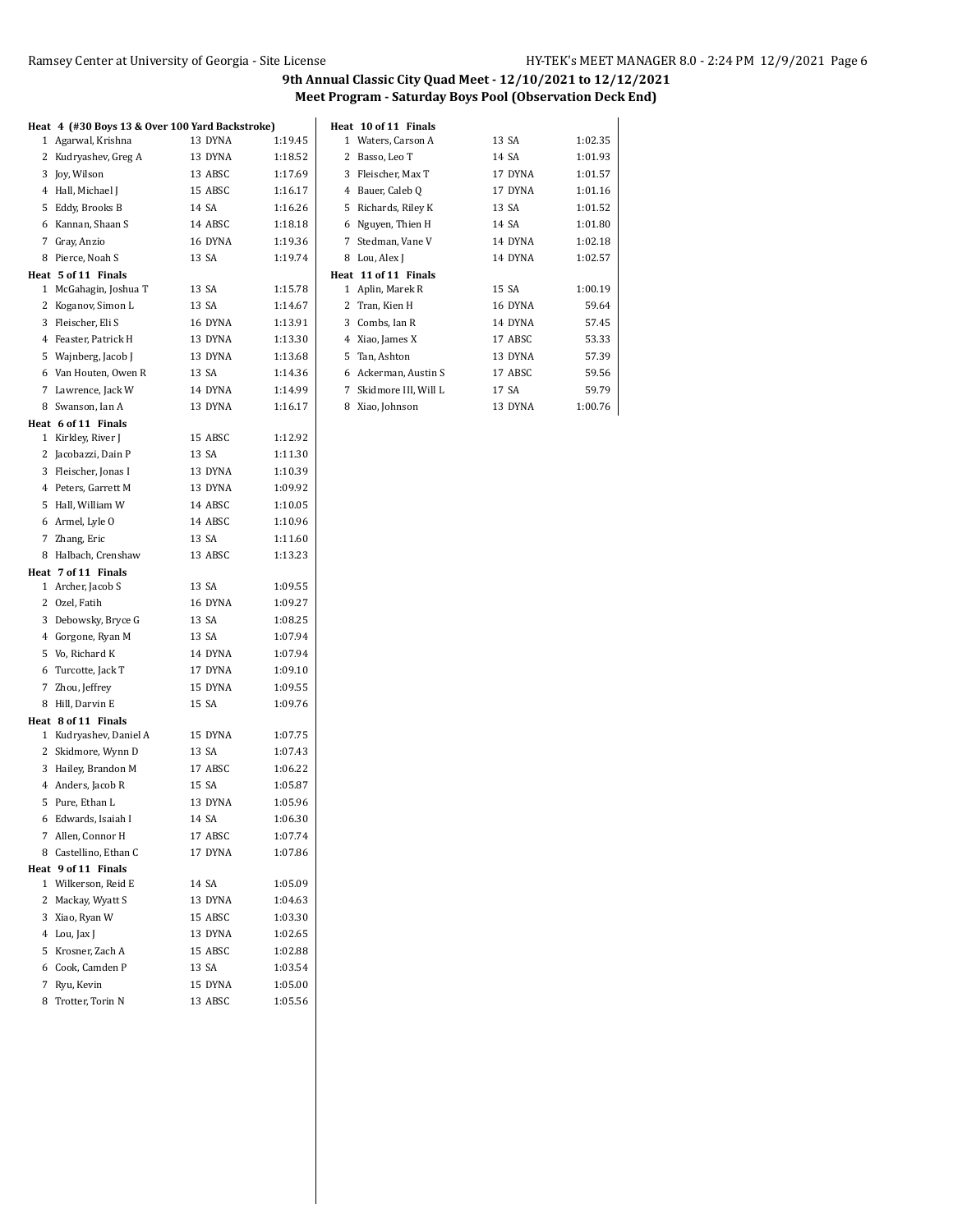## 9th Annual Classic City Quad Meet - 12/10/2021 to 12/12/2021

### Meet Program - Saturday Boys Pool (Observation Deck End)

**Heat 4 (#30 Boys 13 & Over 100 Yard Backstroke)**

| | | | | |
|---|---|---|---|---|
| 1 | Agarwal, Krishna | 13 | DYNA | 1:19.45 |
| 2 | Kudryashev, Greg A | 13 | DYNA | 1:18.52 |
| 3 | Joy, Wilson | 13 | ABSC | 1:17.69 |
| 4 | Hall, Michael J | 15 | ABSC | 1:16.17 |
| 5 | Eddy, Brooks B | 14 | SA | 1:16.26 |
| 6 | Kannan, Shaan S | 14 | ABSC | 1:18.18 |
| 7 | Gray, Anzio | 16 | DYNA | 1:19.36 |
| 8 | Pierce, Noah S | 13 | SA | 1:19.74 |

**Heat 5 of 11 Finals**

| | | | | |
|---|---|---|---|---|
| 1 | McGahagin, Joshua T | 13 | SA | 1:15.78 |
| 2 | Koganov, Simon L | 13 | SA | 1:14.67 |
| 3 | Fleischer, Eli S | 16 | DYNA | 1:13.91 |
| 4 | Feaster, Patrick H | 13 | DYNA | 1:13.30 |
| 5 | Wajnberg, Jacob J | 13 | DYNA | 1:13.68 |
| 6 | Van Houten, Owen R | 13 | SA | 1:14.36 |
| 7 | Lawrence, Jack W | 14 | DYNA | 1:14.99 |
| 8 | Swanson, Ian A | 13 | DYNA | 1:16.17 |

**Heat 6 of 11 Finals**

| | | | | |
|---|---|---|---|---|
| 1 | Kirkley, River J | 15 | ABSC | 1:12.92 |
| 2 | Jacobazzi, Dain P | 13 | SA | 1:11.30 |
| 3 | Fleischer, Jonas I | 13 | DYNA | 1:10.39 |
| 4 | Peters, Garrett M | 13 | DYNA | 1:09.92 |
| 5 | Hall, William W | 14 | ABSC | 1:10.05 |
| 6 | Armel, Lyle O | 14 | ABSC | 1:10.96 |
| 7 | Zhang, Eric | 13 | SA | 1:11.60 |
| 8 | Halbach, Crenshaw | 13 | ABSC | 1:13.23 |

**Heat 7 of 11 Finals**

| | | | | |
|---|---|---|---|---|
| 1 | Archer, Jacob S | 13 | SA | 1:09.55 |
| 2 | Ozel, Fatih | 16 | DYNA | 1:09.27 |
| 3 | Debowsky, Bryce G | 13 | SA | 1:08.25 |
| 4 | Gorgone, Ryan M | 13 | SA | 1:07.94 |
| 5 | Vo, Richard K | 14 | DYNA | 1:07.94 |
| 6 | Turcotte, Jack T | 17 | DYNA | 1:09.10 |
| 7 | Zhou, Jeffrey | 15 | DYNA | 1:09.55 |
| 8 | Hill, Darvin E | 15 | SA | 1:09.76 |

**Heat 8 of 11 Finals**

| | | | | |
|---|---|---|---|---|
| 1 | Kudryashev, Daniel A | 15 | DYNA | 1:07.75 |
| 2 | Skidmore, Wynn D | 13 | SA | 1:07.43 |
| 3 | Hailey, Brandon M | 17 | ABSC | 1:06.22 |
| 4 | Anders, Jacob R | 15 | SA | 1:05.87 |
| 5 | Pure, Ethan L | 13 | DYNA | 1:05.96 |
| 6 | Edwards, Isaiah I | 14 | SA | 1:06.30 |
| 7 | Allen, Connor H | 17 | ABSC | 1:07.74 |
| 8 | Castellino, Ethan C | 17 | DYNA | 1:07.86 |

**Heat 9 of 11 Finals**

| | | | | |
|---|---|---|---|---|
| 1 | Wilkerson, Reid E | 14 | SA | 1:05.09 |
| 2 | Mackay, Wyatt S | 13 | DYNA | 1:04.63 |
| 3 | Xiao, Ryan W | 15 | ABSC | 1:03.30 |
| 4 | Lou, Jax J | 13 | DYNA | 1:02.65 |
| 5 | Krosner, Zach A | 15 | ABSC | 1:02.88 |
| 6 | Cook, Camden P | 13 | SA | 1:03.54 |
| 7 | Ryu, Kevin | 15 | DYNA | 1:05.00 |
| 8 | Trotter, Torin N | 13 | ABSC | 1:05.56 |

**Heat 10 of 11 Finals**

| | | | | |
|---|---|---|---|---|
| 1 | Waters, Carson A | 13 | SA | 1:02.35 |
| 2 | Basso, Leo T | 14 | SA | 1:01.93 |
| 3 | Fleischer, Max T | 17 | DYNA | 1:01.57 |
| 4 | Bauer, Caleb Q | 17 | DYNA | 1:01.16 |
| 5 | Richards, Riley K | 13 | SA | 1:01.52 |
| 6 | Nguyen, Thien H | 14 | SA | 1:01.80 |
| 7 | Stedman, Vane V | 14 | DYNA | 1:02.18 |
| 8 | Lou, Alex J | 14 | DYNA | 1:02.57 |

**Heat 11 of 11 Finals**

| | | | | |
|---|---|---|---|---|
| 1 | Aplin, Marek R | 15 | SA | 1:00.19 |
| 2 | Tran, Kien H | 16 | DYNA | 59.64 |
| 3 | Combs, Ian R | 14 | DYNA | 57.45 |
| 4 | Xiao, James X | 17 | ABSC | 53.33 |
| 5 | Tan, Ashton | 13 | DYNA | 57.39 |
| 6 | Ackerman, Austin S | 17 | ABSC | 59.56 |
| 7 | Skidmore III, Will L | 17 | SA | 59.79 |
| 8 | Xiao, Johnson | 13 | DYNA | 1:00.76 |